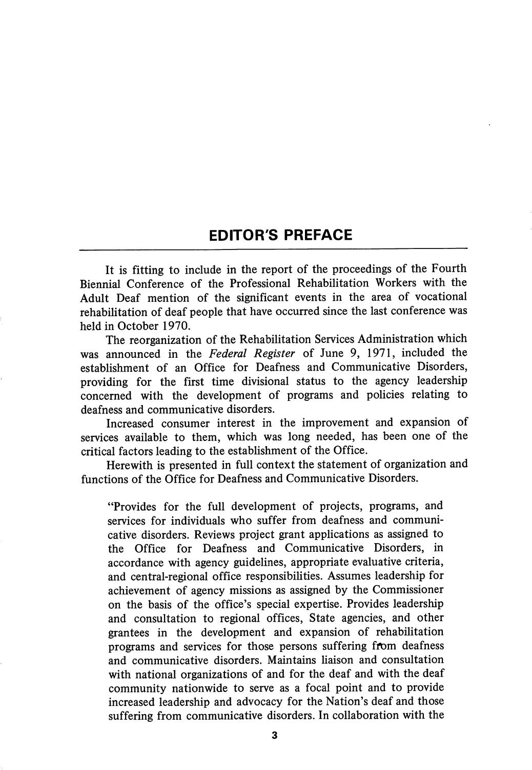## EDITOR'S PREFACE

It is fitting to include in the report of the proceedings of the Fourth Biennial Conference of the Professional Rehabilitation Workers with the Adult Deaf mention of the significant events in the area of vocational rehabilitation of deaf people that have occurred since the last conference was held in October 1970.

The reorganization of the Rehabilitation Services Administration which was announced in the *Federal Register* of June 9, 1971, included the establishment of an Office for Deafness and Communicative Disorders, providing for the first time divisional status to the agency leadership concerned with the development of programs and policies relating to deafness and communicative disorders.

Increased consumer interest in the improvement and expansion of services available to them, which was long needed, has been one of the critical factors leading to the establishment of the Office.

Herewith is presented in full context the statement of organization and functions of the Office for Deafness and Communicative Disorders.

> "Provides for the full development of projects, programs, and services for individuals who suffer from deafness and communicative disorders. Reviews project grant applications as assigned to the Office for Deafness and Communicative Disorders, in accordance with agency guidelines, appropriate evaluative criteria, and central-regional office responsibilities. Assumes leadership for achievement of agency missions as assigned by the Commissioner on the basis of the office's special expertise. Provides leadership and consultation to regional offices, State agencies, and other grantees in the development and expansion of rehabilitation programs and services for those persons suffering from deafness and communicative disorders. Maintains liaison and consultation with national organizations of and for the deaf and with the deaf community nationwide to serve as a focal point and to provide increased leadership and advocacy for the Nation's deaf and those suffering from communicative disorders. In collaboration with the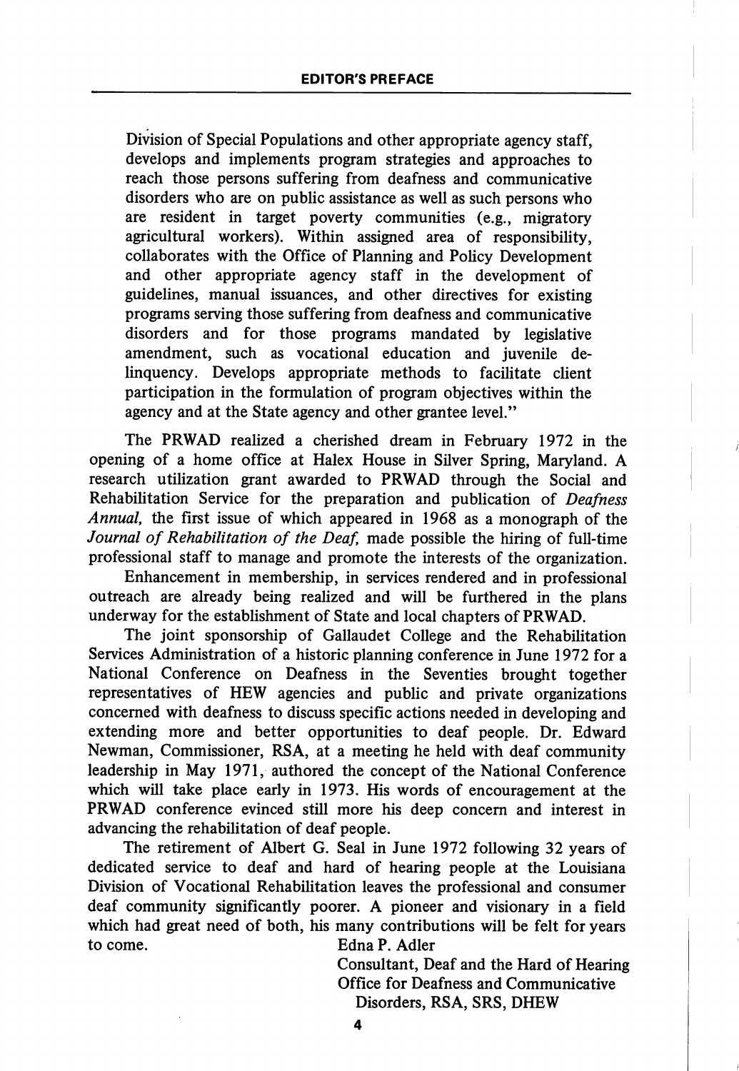Division of Special Populations and other appropriate agency staff, develops and implements program strategies and approaches to reach those persons suffering from deafness and communicative disorders who are on public assistance as well as such persons who are resident in target poverty communities (e.g., migratory agricultural workers). Within assigned area of responsibility, collaborates with the Office of Planning and Policy Development and other appropriate agency staff in the development of guidelines, manual issuances, and other directives for existing programs serving those suffering from deafness and communicative disorders and for those programs mandated by legislative amendment, such as vocational education and juvenile delinquency. Develops appropriate methods to facilitate client participation in the formulation of program objectives within the agency and at the State agency and other grantee level."

The PRWAD realized a cherished dream in February 1972 in the opening of a home office at Halex House in Silver Spring, Maryland. A research utilization grant awarded to PRWAD through the Social and Rehabilitation Service for the preparation and publication of *Deafness Annual,* the first issue of which appeared in 1968 as a monograph of the *Journal of Rehabilitation of the Deaf,* made possible the hiring of full-time professional staff to manage and promote the interests of the organization.

Enhancement in membership, in services rendered and in professional outreach are already being realized and will be furthered in the plans underway for the establishment of State and local chapters of PRWAD.

The joint sponsorship of Gallaudet College and the Rehabilitation Services Administration of a historic planning conference in June 1972 for a National Conference on Deafness in the Seventies brought together representatives of HEW agencies and public and private organizations concerned with deafness to discuss specific actions needed in developing and extending more and better opportunities to deaf people. Dr. Edward Newman, Commissioner, RSA, at a meeting he held with deaf community leadership in May 1971, authored the concept of the National Conference which will take place early in 1973. His words of encouragement at the PRWAD conference evinced still more his deep concern and interest in advancing the rehabilitation of deaf people.

The retirement of Albert G. Seal in June 1972 following 32 years of dedicated service to deaf and hard of hearing people at the Louisiana Division of Vocational Rehabilitation leaves the professional and consumer deaf community significantly poorer. A pioneer and visionary in a field which had great need of both, his many contributions will be felt for years to come.

Edna P. Adler
Consultant, Deaf and the Hard of Hearing
Office for Deafness and Communicative Disorders, RSA, SRS, DHEW